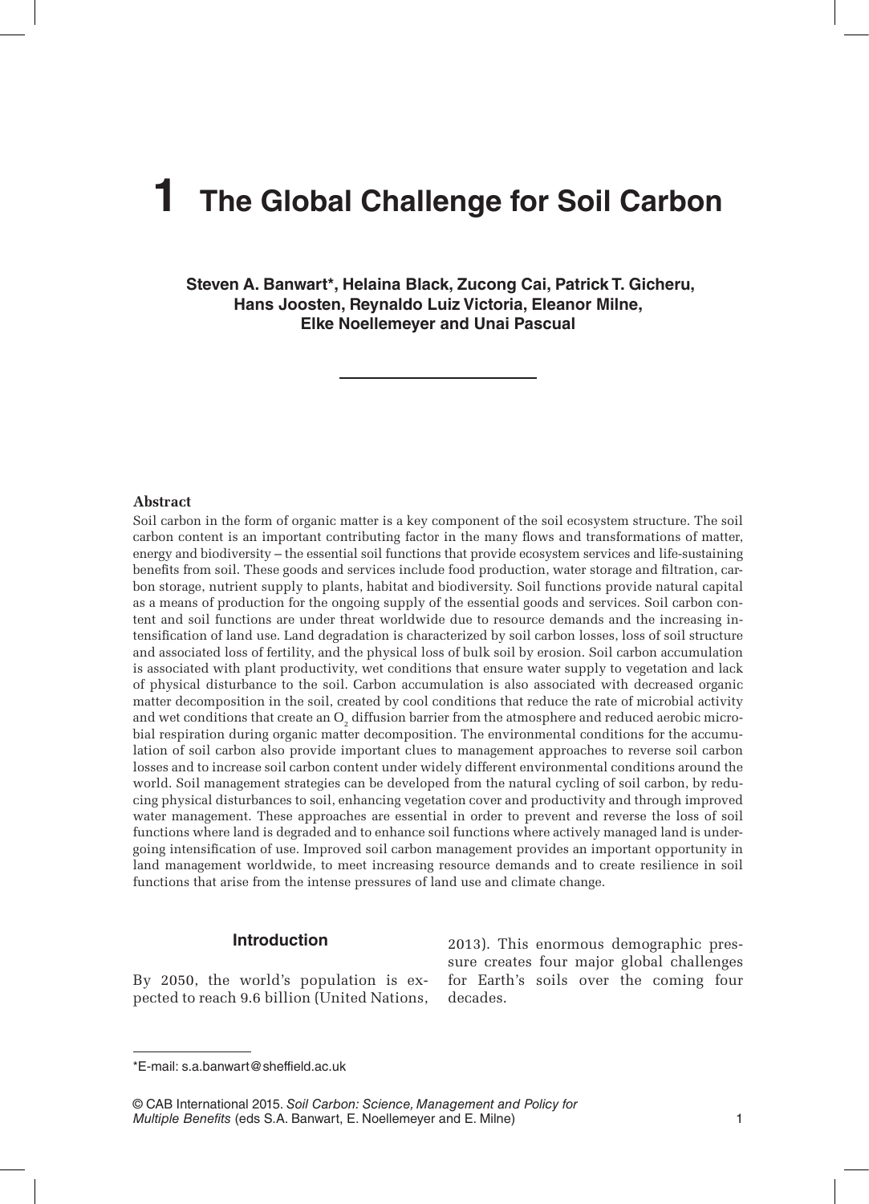# 1 The Global Challenge for Soil Carbon

**Steven A. Banwart*, Helaina Black, Zucong Cai, Patrick T. Gicheru, Hans Joosten, Reynaldo Luiz Victoria, Eleanor Milne, Elke Noellemeyer and Unai Pascual**

## Abstract

Soil carbon in the form of organic matter is a key component of the soil ecosystem structure. The soil carbon content is an important contributing factor in the many flows and transformations of matter, energy and biodiversity – the essential soil functions that provide ecosystem services and life-sustaining benefits from soil. These goods and services include food production, water storage and filtration, carbon storage, nutrient supply to plants, habitat and biodiversity. Soil functions provide natural capital as a means of production for the ongoing supply of the essential goods and services. Soil carbon content and soil functions are under threat worldwide due to resource demands and the increasing intensification of land use. Land degradation is characterized by soil carbon losses, loss of soil structure and associated loss of fertility, and the physical loss of bulk soil by erosion. Soil carbon accumulation is associated with plant productivity, wet conditions that ensure water supply to vegetation and lack of physical disturbance to the soil. Carbon accumulation is also associated with decreased organic matter decomposition in the soil, created by cool conditions that reduce the rate of microbial activity and wet conditions that create an $O_2$ diffusion barrier from the atmosphere and reduced aerobic microbial respiration during organic matter decomposition. The environmental conditions for the accumulation of soil carbon also provide important clues to management approaches to reverse soil carbon losses and to increase soil carbon content under widely different environmental conditions around the world. Soil management strategies can be developed from the natural cycling of soil carbon, by reducing physical disturbances to soil, enhancing vegetation cover and productivity and through improved water management. These approaches are essential in order to prevent and reverse the loss of soil functions where land is degraded and to enhance soil functions where actively managed land is undergoing intensification of use. Improved soil carbon management provides an important opportunity in land management worldwide, to meet increasing resource demands and to create resilience in soil functions that arise from the intense pressures of land use and climate change.

## Introduction

By 2050, the world's population is expected to reach 9.6 billion (United Nations, 2013). This enormous demographic pressure creates four major global challenges for Earth's soils over the coming four decades.

*E-mail: s.a.banwart@sheffield.ac.uk

© CAB International 2015. *Soil Carbon: Science, Management and Policy for Multiple Benefits* (eds S.A. Banwart, E. Noellemeyer and E. Milne)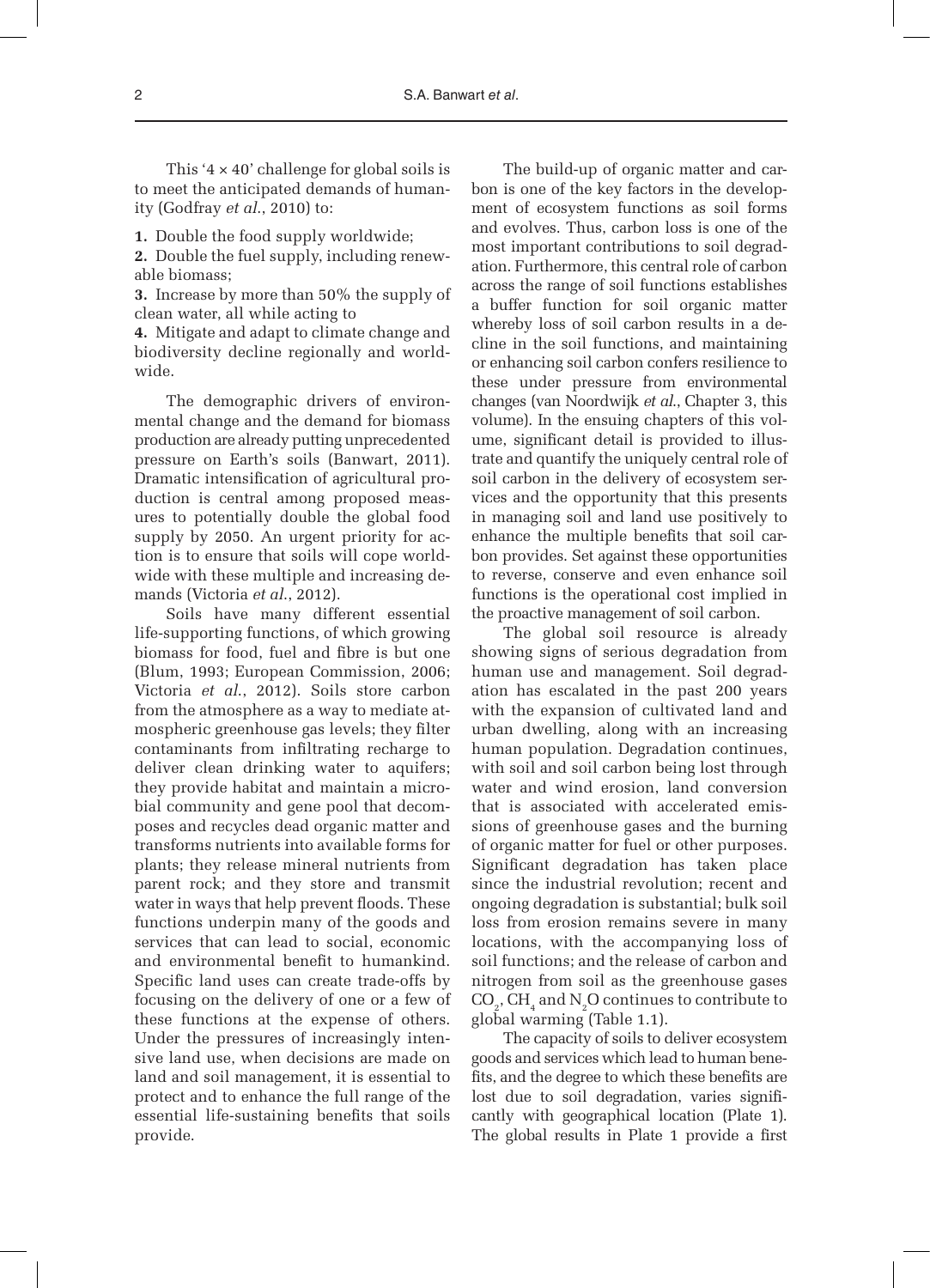This '4 × 40' challenge for global soils is to meet the anticipated demands of humanity (Godfray *et al*., 2010) to:

**1.** Double the food supply worldwide;
**2.** Double the fuel supply, including renewable biomass;
**3.** Increase by more than 50% the supply of clean water, all while acting to
**4.** Mitigate and adapt to climate change and biodiversity decline regionally and worldwide.

The demographic drivers of environmental change and the demand for biomass production are already putting unprecedented pressure on Earth's soils (Banwart, 2011). Dramatic intensification of agricultural production is central among proposed measures to potentially double the global food supply by 2050. An urgent priority for action is to ensure that soils will cope worldwide with these multiple and increasing demands (Victoria *et al*., 2012).

Soils have many different essential life-supporting functions, of which growing biomass for food, fuel and fibre is but one (Blum, 1993; European Commission, 2006; Victoria *et al*., 2012). Soils store carbon from the atmosphere as a way to mediate atmospheric greenhouse gas levels; they filter contaminants from infiltrating recharge to deliver clean drinking water to aquifers; they provide habitat and maintain a microbial community and gene pool that decomposes and recycles dead organic matter and transforms nutrients into available forms for plants; they release mineral nutrients from parent rock; and they store and transmit water in ways that help prevent floods. These functions underpin many of the goods and services that can lead to social, economic and environmental benefit to humankind. Specific land uses can create trade-offs by focusing on the delivery of one or a few of these functions at the expense of others. Under the pressures of increasingly intensive land use, when decisions are made on land and soil management, it is essential to protect and to enhance the full range of the essential life-sustaining benefits that soils provide.

The build-up of organic matter and carbon is one of the key factors in the development of ecosystem functions as soil forms and evolves. Thus, carbon loss is one of the most important contributions to soil degradation. Furthermore, this central role of carbon across the range of soil functions establishes a buffer function for soil organic matter whereby loss of soil carbon results in a decline in the soil functions, and maintaining or enhancing soil carbon confers resilience to these under pressure from environmental changes (van Noordwijk *et al*., Chapter 3, this volume). In the ensuing chapters of this volume, significant detail is provided to illustrate and quantify the uniquely central role of soil carbon in the delivery of ecosystem services and the opportunity that this presents in managing soil and land use positively to enhance the multiple benefits that soil carbon provides. Set against these opportunities to reverse, conserve and even enhance soil functions is the operational cost implied in the proactive management of soil carbon.

The global soil resource is already showing signs of serious degradation from human use and management. Soil degradation has escalated in the past 200 years with the expansion of cultivated land and urban dwelling, along with an increasing human population. Degradation continues, with soil and soil carbon being lost through water and wind erosion, land conversion that is associated with accelerated emissions of greenhouse gases and the burning of organic matter for fuel or other purposes. Significant degradation has taken place since the industrial revolution; recent and ongoing degradation is substantial; bulk soil loss from erosion remains severe in many locations, with the accompanying loss of soil functions; and the release of carbon and nitrogen from soil as the greenhouse gases $CO_2$, $CH_4$ and $N_2O$ continues to contribute to global warming (Table 1.1).

The capacity of soils to deliver ecosystem goods and services which lead to human benefits, and the degree to which these benefits are lost due to soil degradation, varies significantly with geographical location (Plate 1). The global results in Plate 1 provide a first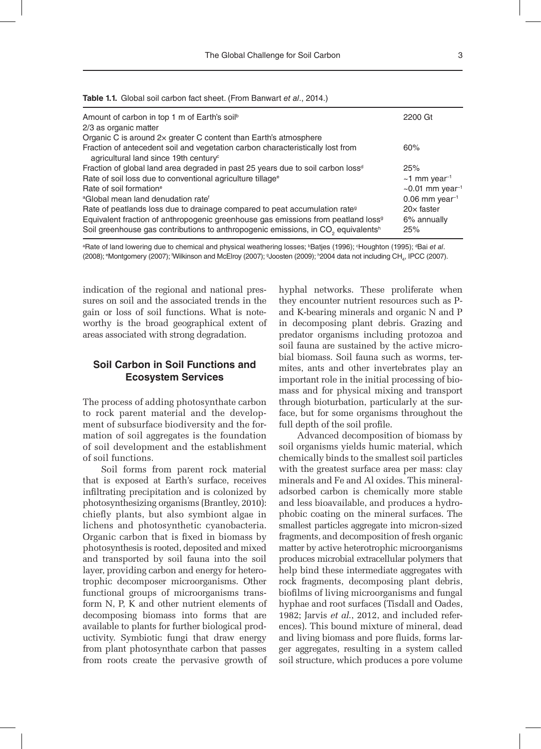**Table 1.1.** Global soil carbon fact sheet. (From Banwart *et al*., 2014.)

| | |
|---|---|
| Amount of carbon in top 1 m of Earth's soil[b] | 2200 Gt |
| 2/3 as organic matter | |
| Organic C is around 2× greater C content than Earth's atmosphere | |
| Fraction of antecedent soil and vegetation carbon characteristically lost from agricultural land since 19th century[c] | 60% |
| Fraction of global land area degraded in past 25 years due to soil carbon loss[d] | 25% |
| Rate of soil loss due to conventional agriculture tillage[e] | ~1 mm year$^{-1}$ |
| Rate of soil formation[e] | ~0.01 mm year$^{-1}$ |
| [a]Global mean land denudation rate[f] | 0.06 mm year$^{-1}$ |
| Rate of peatlands loss due to drainage compared to peat accumulation rate[g] | 20× faster |
| Equivalent fraction of anthropogenic greenhouse gas emissions from peatland loss[g] | 6% annually |
| Soil greenhouse gas contributions to anthropogenic emissions, in $CO_2$ equivalents[h] | 25% |

[a]Rate of land lowering due to chemical and physical weathering losses; [b]Batjes (1996); [c]Houghton (1995); [d]Bai *et al*. (2008); [e]Montgomery (2007); [f]Wilkinson and McElroy (2007); [g]Joosten (2009); [h]2004 data not including $CH_4$, IPCC (2007).

indication of the regional and national pressures on soil and the associated trends in the gain or loss of soil functions. What is noteworthy is the broad geographical extent of areas associated with strong degradation.

## Soil Carbon in Soil Functions and Ecosystem Services

The process of adding photosynthate carbon to rock parent material and the development of subsurface biodiversity and the formation of soil aggregates is the foundation of soil development and the establishment of soil functions.

Soil forms from parent rock material that is exposed at Earth's surface, receives infiltrating precipitation and is colonized by photosynthesizing organisms (Brantley, 2010): chiefly plants, but also symbiont algae in lichens and photosynthetic cyanobacteria. Organic carbon that is fixed in biomass by photosynthesis is rooted, deposited and mixed and transported by soil fauna into the soil layer, providing carbon and energy for heterotrophic decomposer microorganisms. Other functional groups of microorganisms transform N, P, K and other nutrient elements of decomposing biomass into forms that are available to plants for further biological productivity. Symbiotic fungi that draw energy from plant photosynthate carbon that passes from roots create the pervasive growth of hyphal networks. These proliferate when they encounter nutrient resources such as P- and K-bearing minerals and organic N and P in decomposing plant debris. Grazing and predator organisms including protozoa and soil fauna are sustained by the active microbial biomass. Soil fauna such as worms, termites, ants and other invertebrates play an important role in the initial processing of biomass and for physical mixing and transport through bioturbation, particularly at the surface, but for some organisms throughout the full depth of the soil profile.

Advanced decomposition of biomass by soil organisms yields humic material, which chemically binds to the smallest soil particles with the greatest surface area per mass: clay minerals and Fe and Al oxides. This mineral-adsorbed carbon is chemically more stable and less bioavailable, and produces a hydrophobic coating on the mineral surfaces. The smallest particles aggregate into micron-sized fragments, and decomposition of fresh organic matter by active heterotrophic microorganisms produces microbial extracellular polymers that help bind these intermediate aggregates with rock fragments, decomposing plant debris, biofilms of living microorganisms and fungal hyphae and root surfaces (Tisdall and Oades, 1982; Jarvis *et al*., 2012, and included references). This bound mixture of mineral, dead and living biomass and pore fluids, forms larger aggregates, resulting in a system called soil structure, which produces a pore volume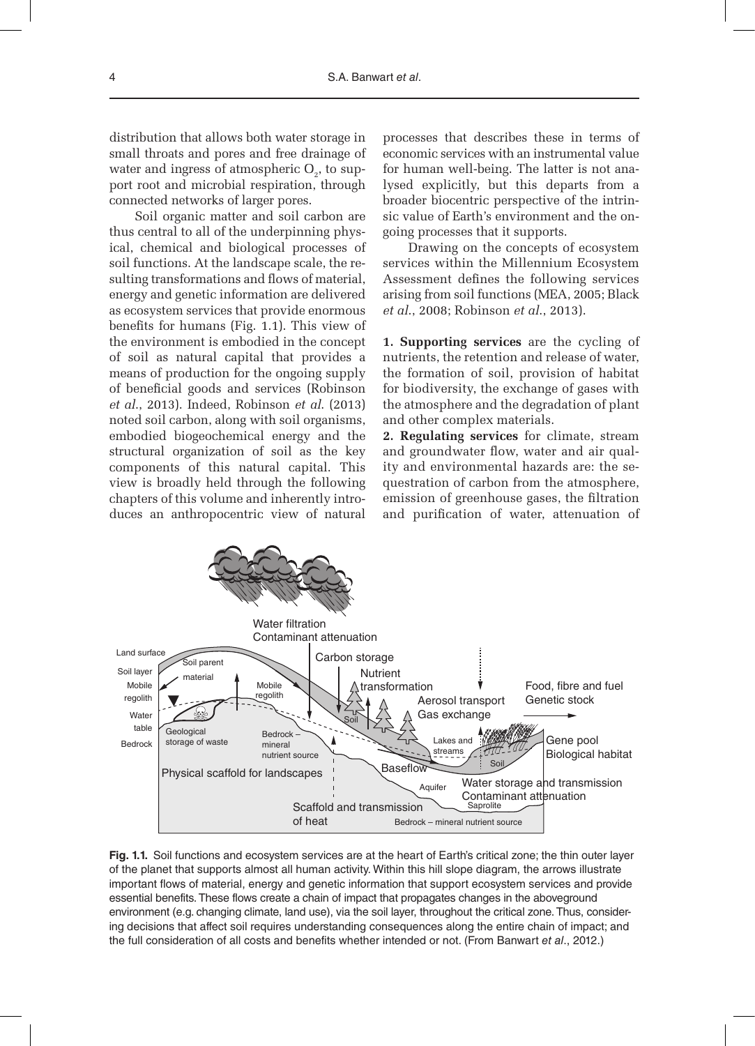distribution that allows both water storage in small throats and pores and free drainage of water and ingress of atmospheric $O_2$, to support root and microbial respiration, through connected networks of larger pores.

Soil organic matter and soil carbon are thus central to all of the underpinning physical, chemical and biological processes of soil functions. At the landscape scale, the resulting transformations and flows of material, energy and genetic information are delivered as ecosystem services that provide enormous benefits for humans (Fig. 1.1). This view of the environment is embodied in the concept of soil as natural capital that provides a means of production for the ongoing supply of beneficial goods and services (Robinson *et al*., 2013). Indeed, Robinson *et al.* (2013) noted soil carbon, along with soil organisms, embodied biogeochemical energy and the structural organization of soil as the key components of this natural capital. This view is broadly held through the following chapters of this volume and inherently introduces an anthropocentric view of natural processes that describes these in terms of economic services with an instrumental value for human well-being. The latter is not analysed explicitly, but this departs from a broader biocentric perspective of the intrinsic value of Earth's environment and the ongoing processes that it supports.

Drawing on the concepts of ecosystem services within the Millennium Ecosystem Assessment defines the following services arising from soil functions (MEA, 2005; Black *et al*., 2008; Robinson *et al*., 2013).

**1. Supporting services** are the cycling of nutrients, the retention and release of water, the formation of soil, provision of habitat for biodiversity, the exchange of gases with the atmosphere and the degradation of plant and other complex materials.

**2. Regulating services** for climate, stream and groundwater flow, water and air quality and environmental hazards are: the sequestration of carbon from the atmosphere, emission of greenhouse gases, the filtration and purification of water, attenuation of

**Fig. 1.1.** Soil functions and ecosystem services are at the heart of Earth's critical zone; the thin outer layer of the planet that supports almost all human activity. Within this hill slope diagram, the arrows illustrate important flows of material, energy and genetic information that support ecosystem services and provide essential benefits. These flows create a chain of impact that propagates changes in the aboveground environment (e.g. changing climate, land use), via the soil layer, throughout the critical zone. Thus, considering decisions that affect soil requires understanding consequences along the entire chain of impact; and the full consideration of all costs and benefits whether intended or not. (From Banwart *et al*., 2012.)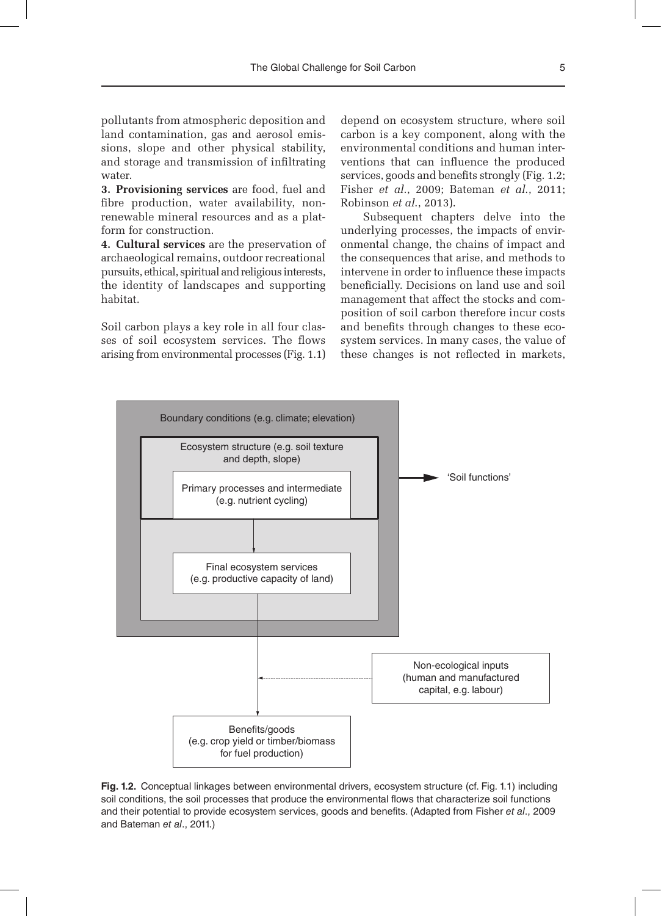pollutants from atmospheric deposition and land contamination, gas and aerosol emissions, slope and other physical stability, and storage and transmission of infiltrating water.

**3. Provisioning services** are food, fuel and fibre production, water availability, non-renewable mineral resources and as a platform for construction.

**4. Cultural services** are the preservation of archaeological remains, outdoor recreational pursuits, ethical, spiritual and religious interests, the identity of landscapes and supporting habitat.

Soil carbon plays a key role in all four classes of soil ecosystem services. The flows arising from environmental processes (Fig. 1.1) depend on ecosystem structure, where soil carbon is a key component, along with the environmental conditions and human interventions that can influence the produced services, goods and benefits strongly (Fig. 1.2; Fisher *et al.*, 2009; Bateman *et al.*, 2011; Robinson *et al.*, 2013).

Subsequent chapters delve into the underlying processes, the impacts of environmental change, the chains of impact and the consequences that arise, and methods to intervene in order to influence these impacts beneficially. Decisions on land use and soil management that affect the stocks and composition of soil carbon therefore incur costs and benefits through changes to these ecosystem services. In many cases, the value of these changes is not reflected in markets,

Boundary conditions (e.g. climate; elevation)

Ecosystem structure (e.g. soil texture and depth, slope)

Primary processes and intermediate (e.g. nutrient cycling)

'Soil functions'

Final ecosystem services (e.g. productive capacity of land)

Non-ecological inputs (human and manufactured capital, e.g. labour)

Benefits/goods (e.g. crop yield or timber/biomass for fuel production)

**Fig. 1.2.** Conceptual linkages between environmental drivers, ecosystem structure (cf. Fig. 1.1) including soil conditions, the soil processes that produce the environmental flows that characterize soil functions and their potential to provide ecosystem services, goods and benefits. (Adapted from Fisher *et al*., 2009 and Bateman *et al*., 2011.)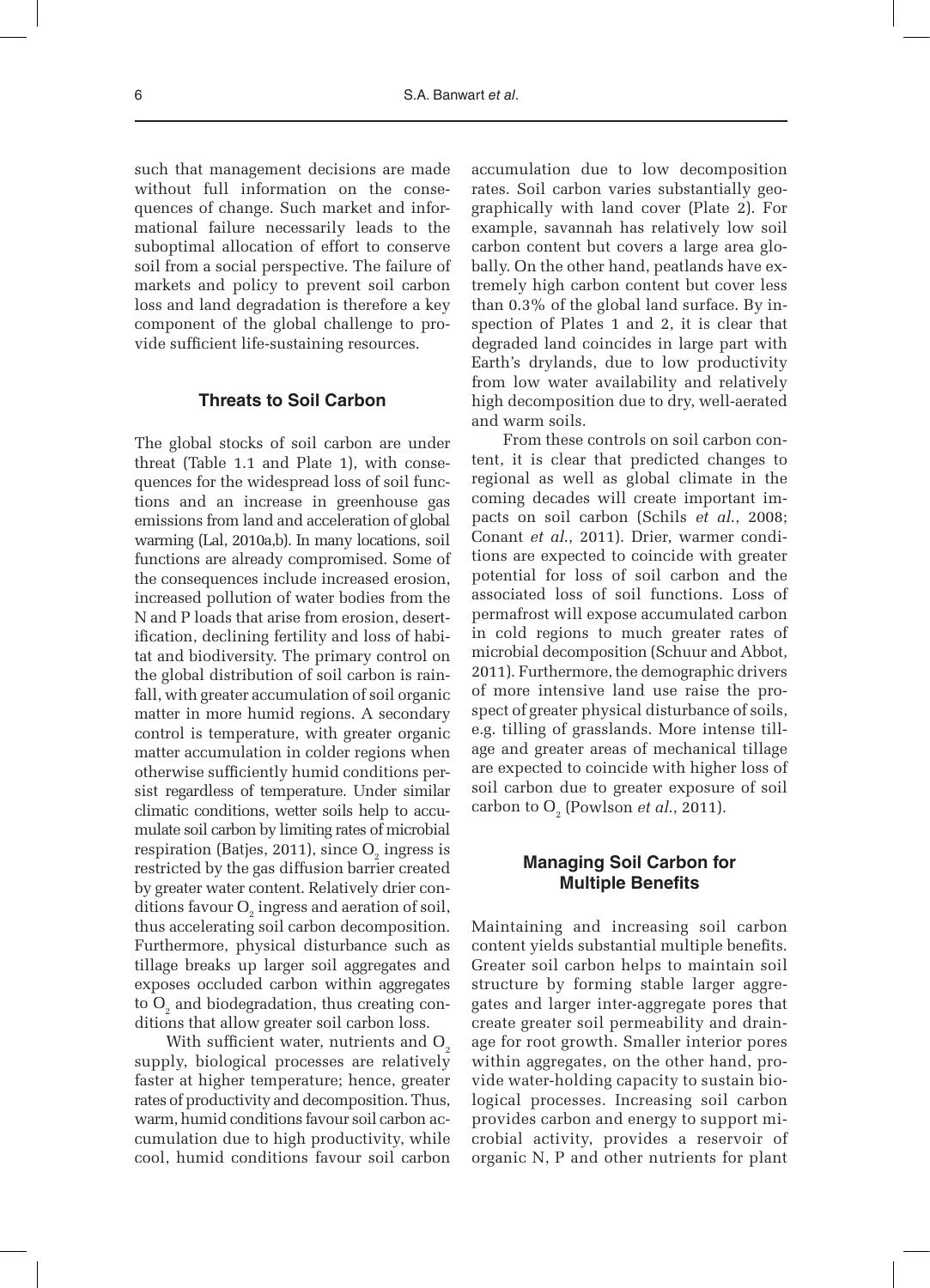such that management decisions are made without full information on the consequences of change. Such market and informational failure necessarily leads to the suboptimal allocation of effort to conserve soil from a social perspective. The failure of markets and policy to prevent soil carbon loss and land degradation is therefore a key component of the global challenge to provide sufficient life-sustaining resources.

## Threats to Soil Carbon

The global stocks of soil carbon are under threat (Table 1.1 and Plate 1), with consequences for the widespread loss of soil functions and an increase in greenhouse gas emissions from land and acceleration of global warming (Lal, 2010a,b). In many locations, soil functions are already compromised. Some of the consequences include increased erosion, increased pollution of water bodies from the N and P loads that arise from erosion, desertification, declining fertility and loss of habitat and biodiversity. The primary control on the global distribution of soil carbon is rainfall, with greater accumulation of soil organic matter in more humid regions. A secondary control is temperature, with greater organic matter accumulation in colder regions when otherwise sufficiently humid conditions persist regardless of temperature. Under similar climatic conditions, wetter soils help to accumulate soil carbon by limiting rates of microbial respiration (Batjes, 2011), since $O_2$ ingress is restricted by the gas diffusion barrier created by greater water content. Relatively drier conditions favour $O_2$ ingress and aeration of soil, thus accelerating soil carbon decomposition. Furthermore, physical disturbance such as tillage breaks up larger soil aggregates and exposes occluded carbon within aggregates to $O_2$ and biodegradation, thus creating conditions that allow greater soil carbon loss.

With sufficient water, nutrients and $O_2$ supply, biological processes are relatively faster at higher temperature; hence, greater rates of productivity and decomposition. Thus, warm, humid conditions favour soil carbon accumulation due to high productivity, while cool, humid conditions favour soil carbon accumulation due to low decomposition rates. Soil carbon varies substantially geographically with land cover (Plate 2). For example, savannah has relatively low soil carbon content but covers a large area globally. On the other hand, peatlands have extremely high carbon content but cover less than 0.3% of the global land surface. By inspection of Plates 1 and 2, it is clear that degraded land coincides in large part with Earth's drylands, due to low productivity from low water availability and relatively high decomposition due to dry, well-aerated and warm soils.

From these controls on soil carbon content, it is clear that predicted changes to regional as well as global climate in the coming decades will create important impacts on soil carbon (Schils *et al*., 2008; Conant *et al*., 2011). Drier, warmer conditions are expected to coincide with greater potential for loss of soil carbon and the associated loss of soil functions. Loss of permafrost will expose accumulated carbon in cold regions to much greater rates of microbial decomposition (Schuur and Abbot, 2011). Furthermore, the demographic drivers of more intensive land use raise the prospect of greater physical disturbance of soils, e.g. tilling of grasslands. More intense tillage and greater areas of mechanical tillage are expected to coincide with higher loss of soil carbon due to greater exposure of soil carbon to $O_2$ (Powlson *et al*., 2011).

## Managing Soil Carbon for Multiple Benefits

Maintaining and increasing soil carbon content yields substantial multiple benefits. Greater soil carbon helps to maintain soil structure by forming stable larger aggregates and larger inter-aggregate pores that create greater soil permeability and drainage for root growth. Smaller interior pores within aggregates, on the other hand, provide water-holding capacity to sustain biological processes. Increasing soil carbon provides carbon and energy to support microbial activity, provides a reservoir of organic N, P and other nutrients for plant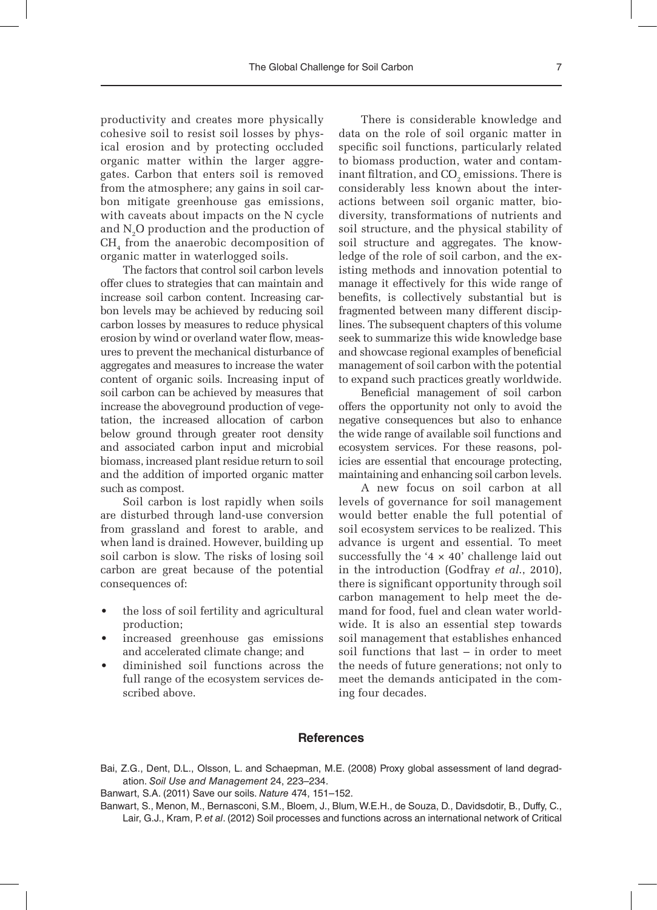productivity and creates more physically cohesive soil to resist soil losses by physical erosion and by protecting occluded organic matter within the larger aggregates. Carbon that enters soil is removed from the atmosphere; any gains in soil carbon mitigate greenhouse gas emissions, with caveats about impacts on the N cycle and $N_2O$ production and the production of $CH_4$ from the anaerobic decomposition of organic matter in waterlogged soils.

The factors that control soil carbon levels offer clues to strategies that can maintain and increase soil carbon content. Increasing carbon levels may be achieved by reducing soil carbon losses by measures to reduce physical erosion by wind or overland water flow, measures to prevent the mechanical disturbance of aggregates and measures to increase the water content of organic soils. Increasing input of soil carbon can be achieved by measures that increase the aboveground production of vegetation, the increased allocation of carbon below ground through greater root density and associated carbon input and microbial biomass, increased plant residue return to soil and the addition of imported organic matter such as compost.

Soil carbon is lost rapidly when soils are disturbed through land-use conversion from grassland and forest to arable, and when land is drained. However, building up soil carbon is slow. The risks of losing soil carbon are great because of the potential consequences of:

- the loss of soil fertility and agricultural production;
- increased greenhouse gas emissions and accelerated climate change; and
- diminished soil functions across the full range of the ecosystem services described above.

There is considerable knowledge and data on the role of soil organic matter in specific soil functions, particularly related to biomass production, water and contaminant filtration, and $CO_2$ emissions. There is considerably less known about the interactions between soil organic matter, biodiversity, transformations of nutrients and soil structure, and the physical stability of soil structure and aggregates. The knowledge of the role of soil carbon, and the existing methods and innovation potential to manage it effectively for this wide range of benefits, is collectively substantial but is fragmented between many different disciplines. The subsequent chapters of this volume seek to summarize this wide knowledge base and showcase regional examples of beneficial management of soil carbon with the potential to expand such practices greatly worldwide.

Beneficial management of soil carbon offers the opportunity not only to avoid the negative consequences but also to enhance the wide range of available soil functions and ecosystem services. For these reasons, policies are essential that encourage protecting, maintaining and enhancing soil carbon levels.

A new focus on soil carbon at all levels of governance for soil management would better enable the full potential of soil ecosystem services to be realized. This advance is urgent and essential. To meet successfully the '4 × 40' challenge laid out in the introduction (Godfray *et al.*, 2010), there is significant opportunity through soil carbon management to help meet the demand for food, fuel and clean water worldwide. It is also an essential step towards soil management that establishes enhanced soil functions that last – in order to meet the needs of future generations; not only to meet the demands anticipated in the coming four decades.

## References

Bai, Z.G., Dent, D.L., Olsson, L. and Schaepman, M.E. (2008) Proxy global assessment of land degradation. *Soil Use and Management* 24, 223–234.

Banwart, S.A. (2011) Save our soils. *Nature* 474, 151–152.

Banwart, S., Menon, M., Bernasconi, S.M., Bloem, J., Blum, W.E.H., de Souza, D., Davidsdotir, B., Duffy, C., Lair, G.J., Kram, P. *et al*. (2012) Soil processes and functions across an international network of Critical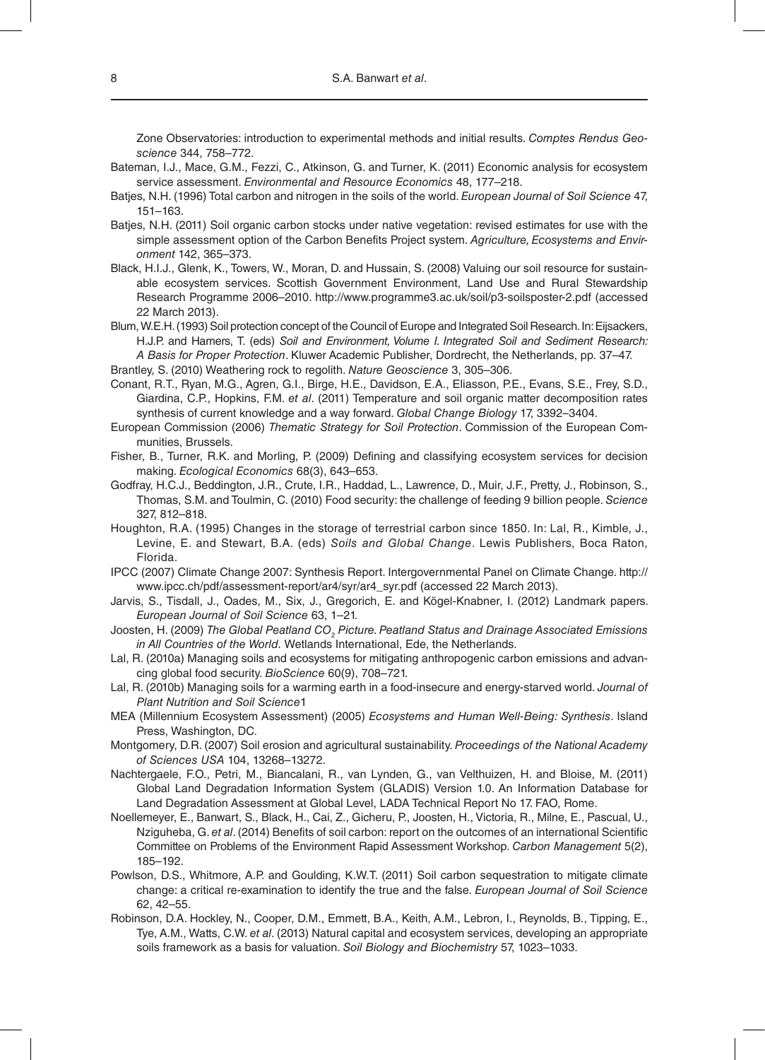Zone Observatories: introduction to experimental methods and initial results. *Comptes Rendus Geoscience* 344, 758–772.

Bateman, I.J., Mace, G.M., Fezzi, C., Atkinson, G. and Turner, K. (2011) Economic analysis for ecosystem service assessment. *Environmental and Resource Economics* 48, 177–218.

Batjes, N.H. (1996) Total carbon and nitrogen in the soils of the world. *European Journal of Soil Science* 47, 151–163.

Batjes, N.H. (2011) Soil organic carbon stocks under native vegetation: revised estimates for use with the simple assessment option of the Carbon Benefits Project system. *Agriculture, Ecosystems and Environment* 142, 365–373.

Black, H.I.J., Glenk, K., Towers, W., Moran, D. and Hussain, S. (2008) Valuing our soil resource for sustainable ecosystem services. Scottish Government Environment, Land Use and Rural Stewardship Research Programme 2006–2010. http://www.programme3.ac.uk/soil/p3-soilsposter-2.pdf (accessed 22 March 2013).

Blum, W.E.H. (1993) Soil protection concept of the Council of Europe and Integrated Soil Research. In: Eijsackers, H.J.P. and Hamers, T. (eds) *Soil and Environment, Volume I. Integrated Soil and Sediment Research: A Basis for Proper Protection*. Kluwer Academic Publisher, Dordrecht, the Netherlands, pp. 37–47.

Brantley, S. (2010) Weathering rock to regolith. *Nature Geoscience* 3, 305–306.

Conant, R.T., Ryan, M.G., Agren, G.I., Birge, H.E., Davidson, E.A., Eliasson, P.E., Evans, S.E., Frey, S.D., Giardina, C.P., Hopkins, F.M. *et al*. (2011) Temperature and soil organic matter decomposition rates synthesis of current knowledge and a way forward. *Global Change Biology* 17, 3392–3404.

European Commission (2006) *Thematic Strategy for Soil Protection*. Commission of the European Communities, Brussels.

Fisher, B., Turner, R.K. and Morling, P. (2009) Defining and classifying ecosystem services for decision making. *Ecological Economics* 68(3), 643–653.

Godfray, H.C.J., Beddington, J.R., Crute, I.R., Haddad, L., Lawrence, D., Muir, J.F., Pretty, J., Robinson, S., Thomas, S.M. and Toulmin, C. (2010) Food security: the challenge of feeding 9 billion people. *Science* 327, 812–818.

Houghton, R.A. (1995) Changes in the storage of terrestrial carbon since 1850. In: Lal, R., Kimble, J., Levine, E. and Stewart, B.A. (eds) *Soils and Global Change*. Lewis Publishers, Boca Raton, Florida.

IPCC (2007) Climate Change 2007: Synthesis Report. Intergovernmental Panel on Climate Change. http://www.ipcc.ch/pdf/assessment-report/ar4/syr/ar4_syr.pdf (accessed 22 March 2013).

Jarvis, S., Tisdall, J., Oades, M., Six, J., Gregorich, E. and Kögel-Knabner, I. (2012) Landmark papers. *European Journal of Soil Science* 63, 1–21.

Joosten, H. (2009) *The Global Peatland $CO_2$ Picture. Peatland Status and Drainage Associated Emissions in All Countries of the World.* Wetlands International, Ede, the Netherlands.

Lal, R. (2010a) Managing soils and ecosystems for mitigating anthropogenic carbon emissions and advancing global food security. *BioScience* 60(9), 708–721.

Lal, R. (2010b) Managing soils for a warming earth in a food-insecure and energy-starved world. *Journal of Plant Nutrition and Soil Science*1

MEA (Millennium Ecosystem Assessment) (2005) *Ecosystems and Human Well-Being: Synthesis*. Island Press, Washington, DC.

Montgomery, D.R. (2007) Soil erosion and agricultural sustainability. *Proceedings of the National Academy of Sciences USA* 104, 13268–13272.

Nachtergaele, F.O., Petri, M., Biancalani, R., van Lynden, G., van Velthuizen, H. and Bloise, M. (2011) Global Land Degradation Information System (GLADIS) Version 1.0. An Information Database for Land Degradation Assessment at Global Level, LADA Technical Report No 17. FAO, Rome.

Noellemeyer, E., Banwart, S., Black, H., Cai, Z., Gicheru, P., Joosten, H., Victoria, R., Milne, E., Pascual, U., Nziguheba, G. *et al*. (2014) Benefits of soil carbon: report on the outcomes of an international Scientific Committee on Problems of the Environment Rapid Assessment Workshop. *Carbon Management* 5(2), 185–192.

Powlson, D.S., Whitmore, A.P. and Goulding, K.W.T. (2011) Soil carbon sequestration to mitigate climate change: a critical re-examination to identify the true and the false. *European Journal of Soil Science* 62, 42–55.

Robinson, D.A. Hockley, N., Cooper, D.M., Emmett, B.A., Keith, A.M., Lebron, I., Reynolds, B., Tipping, E., Tye, A.M., Watts, C.W. *et al*. (2013) Natural capital and ecosystem services, developing an appropriate soils framework as a basis for valuation. *Soil Biology and Biochemistry* 57, 1023–1033.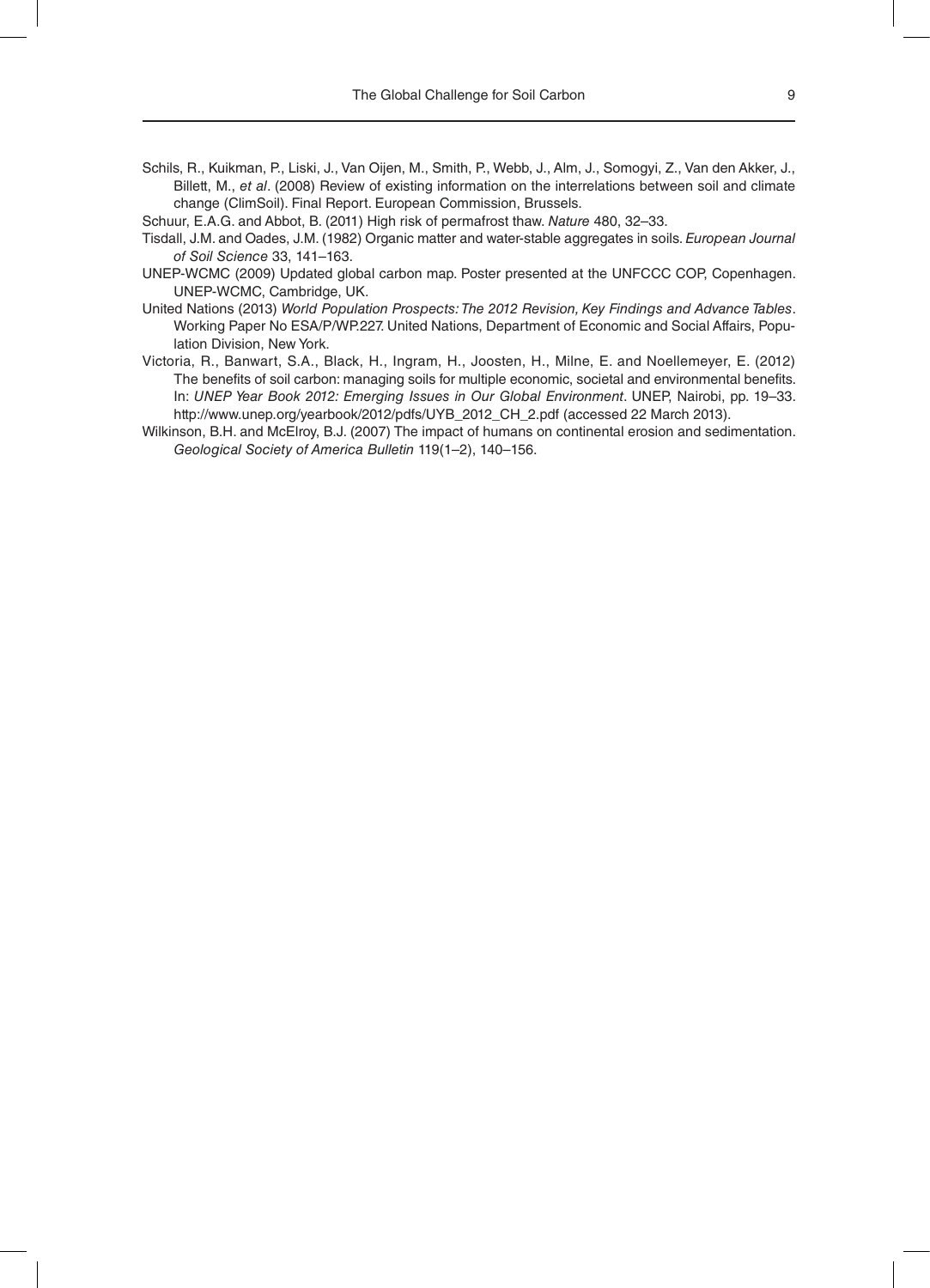Schils, R., Kuikman, P., Liski, J., Van Oijen, M., Smith, P., Webb, J., Alm, J., Somogyi, Z., Van den Akker, J., Billett, M., *et al*. (2008) Review of existing information on the interrelations between soil and climate change (ClimSoil). Final Report. European Commission, Brussels.

Schuur, E.A.G. and Abbot, B. (2011) High risk of permafrost thaw. *Nature* 480, 32–33.

Tisdall, J.M. and Oades, J.M. (1982) Organic matter and water-stable aggregates in soils. *European Journal of Soil Science* 33, 141–163.

UNEP-WCMC (2009) Updated global carbon map. Poster presented at the UNFCCC COP, Copenhagen. UNEP-WCMC, Cambridge, UK.

United Nations (2013) *World Population Prospects: The 2012 Revision, Key Findings and Advance Tables*. Working Paper No ESA/P/WP.227. United Nations, Department of Economic and Social Affairs, Population Division, New York.

Victoria, R., Banwart, S.A., Black, H., Ingram, H., Joosten, H., Milne, E. and Noellemeyer, E. (2012) The benefits of soil carbon: managing soils for multiple economic, societal and environmental benefits. In: *UNEP Year Book 2012: Emerging Issues in Our Global Environment*. UNEP, Nairobi, pp. 19–33. http://www.unep.org/yearbook/2012/pdfs/UYB_2012_CH_2.pdf (accessed 22 March 2013).

Wilkinson, B.H. and McElroy, B.J. (2007) The impact of humans on continental erosion and sedimentation. *Geological Society of America Bulletin* 119(1–2), 140–156.